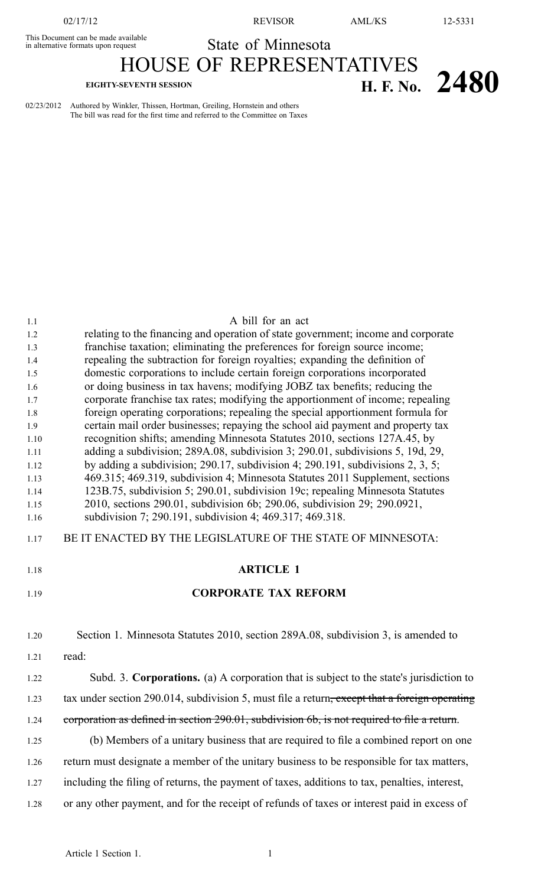This Document can be made available in alternative formats upon request

State of Minnesota

# HOUSE OF REPRESENTATIVES

**EIGHTY-SEVENTH SESSION** **H. F. No. 2480**

02/23/2012 Authored by Winkler, Thissen, Hortman, Greiling, Hornstein and others
The bill was read for the first time and referred to the Committee on Taxes

A bill for an act
relating to the financing and operation of state government; income and corporate franchise taxation; eliminating the preferences for foreign source income; repealing the subtraction for foreign royalties; expanding the definition of domestic corporations to include certain foreign corporations incorporated or doing business in tax havens; modifying JOBZ tax benefits; reducing the corporate franchise tax rates; modifying the apportionment of income; repealing foreign operating corporations; repealing the special apportionment formula for certain mail order businesses; repaying the school aid payment and property tax recognition shifts; amending Minnesota Statutes 2010, sections 127A.45, by adding a subdivision; 289A.08, subdivision 3; 290.01, subdivisions 5, 19d, 29, by adding a subdivision; 290.17, subdivision 4; 290.191, subdivisions 2, 3, 5; 469.315; 469.319, subdivision 4; Minnesota Statutes 2011 Supplement, sections 123B.75, subdivision 5; 290.01, subdivision 19c; repealing Minnesota Statutes 2010, sections 290.01, subdivision 6b; 290.06, subdivision 29; 290.0921, subdivision 7; 290.191, subdivision 4; 469.317; 469.318.

BE IT ENACTED BY THE LEGISLATURE OF THE STATE OF MINNESOTA:

## ARTICLE 1

## CORPORATE TAX REFORM

Section 1. Minnesota Statutes 2010, section 289A.08, subdivision 3, is amended to read:

Subd. 3. **Corporations.** (a) A corporation that is subject to the state's jurisdiction to tax under section 290.014, subdivision 5, must file a return~~, except that a foreign operating corporation as defined in section 290.01, subdivision 6b, is not required to file a return~~.

(b) Members of a unitary business that are required to file a combined report on one return must designate a member of the unitary business to be responsible for tax matters, including the filing of returns, the payment of taxes, additions to tax, penalties, interest, or any other payment, and for the receipt of refunds of taxes or interest paid in excess of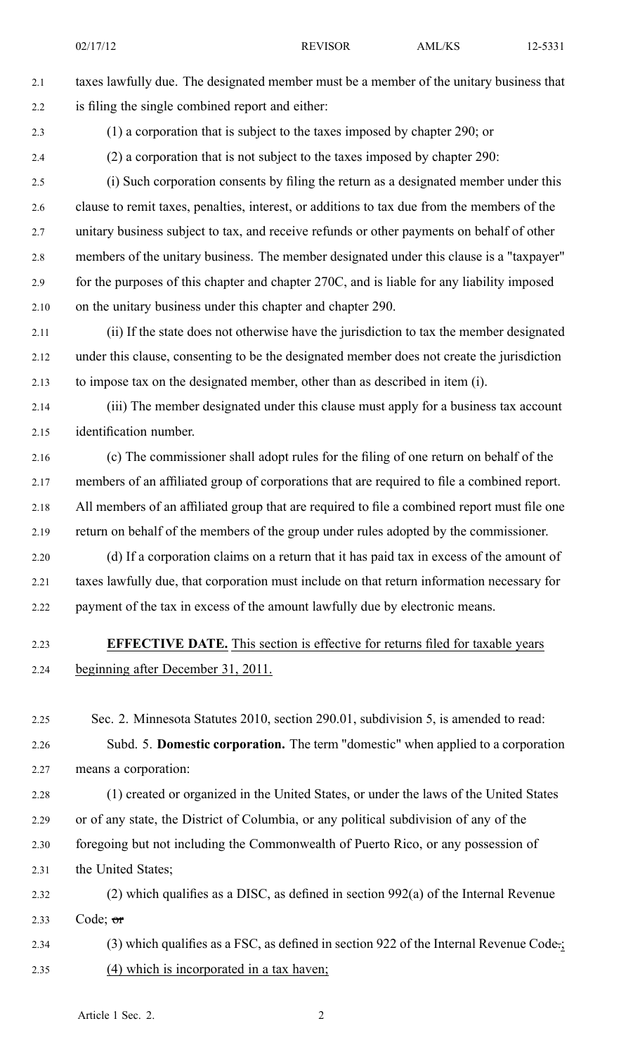taxes lawfully due. The designated member must be a member of the unitary business that is filing the single combined report and either:

(1) a corporation that is subject to the taxes imposed by chapter 290; or

(2) a corporation that is not subject to the taxes imposed by chapter 290:

(i) Such corporation consents by filing the return as a designated member under this clause to remit taxes, penalties, interest, or additions to tax due from the members of the unitary business subject to tax, and receive refunds or other payments on behalf of other members of the unitary business. The member designated under this clause is a "taxpayer" for the purposes of this chapter and chapter 270C, and is liable for any liability imposed on the unitary business under this chapter and chapter 290.

(ii) If the state does not otherwise have the jurisdiction to tax the member designated under this clause, consenting to be the designated member does not create the jurisdiction to impose tax on the designated member, other than as described in item (i).

(iii) The member designated under this clause must apply for a business tax account identification number.

(c) The commissioner shall adopt rules for the filing of one return on behalf of the members of an affiliated group of corporations that are required to file a combined report. All members of an affiliated group that are required to file a combined report must file one return on behalf of the members of the group under rules adopted by the commissioner.

(d) If a corporation claims on a return that it has paid tax in excess of the amount of taxes lawfully due, that corporation must include on that return information necessary for payment of the tax in excess of the amount lawfully due by electronic means.

**EFFECTIVE DATE.** This section is effective for returns filed for taxable years beginning after December 31, 2011.

Sec. 2. Minnesota Statutes 2010, section 290.01, subdivision 5, is amended to read:

Subd. 5. **Domestic corporation.** The term "domestic" when applied to a corporation means a corporation:

(1) created or organized in the United States, or under the laws of the United States or of any state, the District of Columbia, or any political subdivision of any of the foregoing but not including the Commonwealth of Puerto Rico, or any possession of the United States;

(2) which qualifies as a DISC, as defined in section 992(a) of the Internal Revenue Code; ~~or~~

(3) which qualifies as a FSC, as defined in section 922 of the Internal Revenue Code~~.~~;

(4) which is incorporated in a tax haven;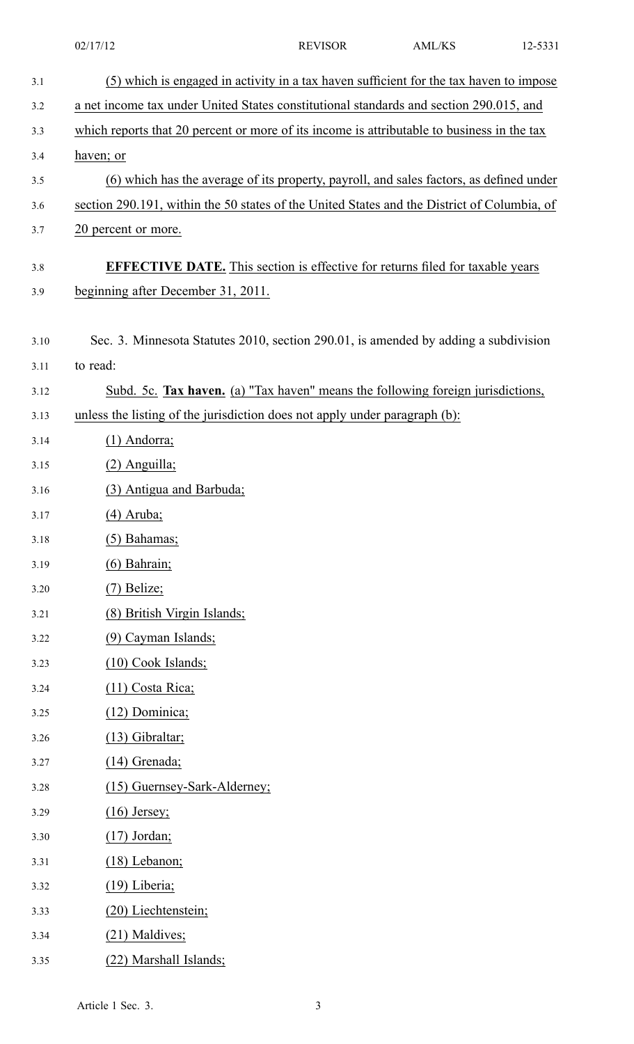(5) which is engaged in activity in a tax haven sufficient for the tax haven to impose a net income tax under United States constitutional standards and section 290.015, and which reports that 20 percent or more of its income is attributable to business in the tax haven; or

(6) which has the average of its property, payroll, and sales factors, as defined under section 290.191, within the 50 states of the United States and the District of Columbia, of 20 percent or more.

**EFFECTIVE DATE.** This section is effective for returns filed for taxable years beginning after December 31, 2011.

Sec. 3. Minnesota Statutes 2010, section 290.01, is amended by adding a subdivision to read:

Subd. 5c. **Tax haven.** (a) "Tax haven" means the following foreign jurisdictions, unless the listing of the jurisdiction does not apply under paragraph (b):

(1) Andorra;

(2) Anguilla;

(3) Antigua and Barbuda;

(4) Aruba;

(5) Bahamas;

(6) Bahrain;

(7) Belize;

(8) British Virgin Islands;

(9) Cayman Islands;

(10) Cook Islands;

(11) Costa Rica;

(12) Dominica;

(13) Gibraltar;

(14) Grenada;

(15) Guernsey-Sark-Alderney;

(16) Jersey;

(17) Jordan;

(18) Lebanon;

(19) Liberia;

(20) Liechtenstein;

(21) Maldives;

(22) Marshall Islands;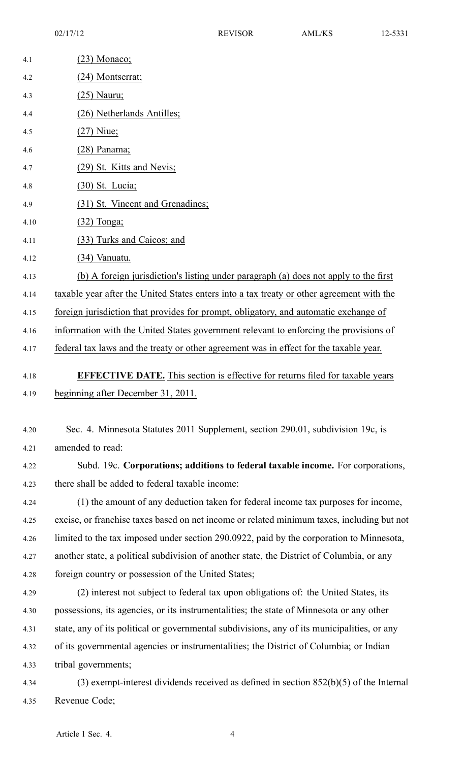(23) Monaco;

(24) Montserrat;

(25) Nauru;

(26) Netherlands Antilles;

(27) Niue;

(28) Panama;

(29) St. Kitts and Nevis;

(30) St. Lucia;

(31) St. Vincent and Grenadines;

(32) Tonga;

(33) Turks and Caicos; and

(34) Vanuatu.

(b) A foreign jurisdiction's listing under paragraph (a) does not apply to the first taxable year after the United States enters into a tax treaty or other agreement with the foreign jurisdiction that provides for prompt, obligatory, and automatic exchange of information with the United States government relevant to enforcing the provisions of federal tax laws and the treaty or other agreement was in effect for the taxable year.

**EFFECTIVE DATE.** This section is effective for returns filed for taxable years beginning after December 31, 2011.

Sec. 4. Minnesota Statutes 2011 Supplement, section 290.01, subdivision 19c, is amended to read:

Subd. 19c. **Corporations; additions to federal taxable income.** For corporations, there shall be added to federal taxable income:

(1) the amount of any deduction taken for federal income tax purposes for income, excise, or franchise taxes based on net income or related minimum taxes, including but not limited to the tax imposed under section 290.0922, paid by the corporation to Minnesota, another state, a political subdivision of another state, the District of Columbia, or any foreign country or possession of the United States;

(2) interest not subject to federal tax upon obligations of: the United States, its possessions, its agencies, or its instrumentalities; the state of Minnesota or any other state, any of its political or governmental subdivisions, any of its municipalities, or any of its governmental agencies or instrumentalities; the District of Columbia; or Indian tribal governments;

(3) exempt-interest dividends received as defined in section 852(b)(5) of the Internal Revenue Code;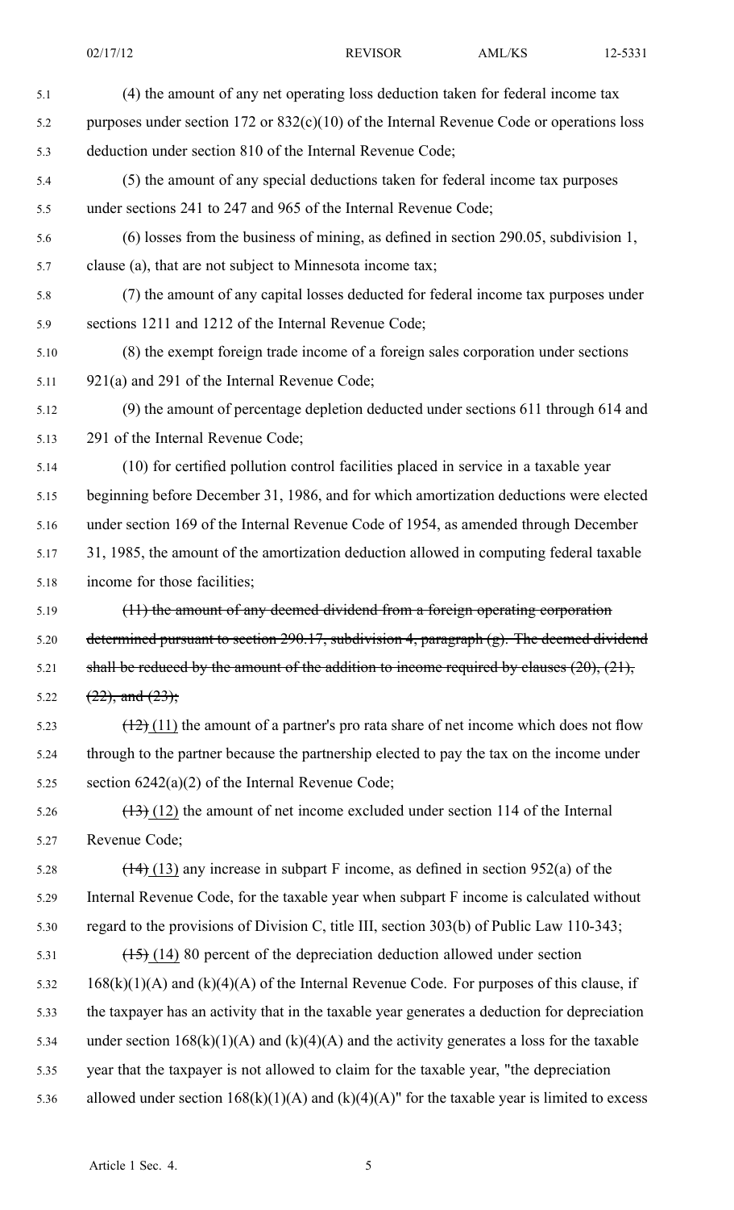(4) the amount of any net operating loss deduction taken for federal income tax purposes under section 172 or 832(c)(10) of the Internal Revenue Code or operations loss deduction under section 810 of the Internal Revenue Code;

(5) the amount of any special deductions taken for federal income tax purposes under sections 241 to 247 and 965 of the Internal Revenue Code;

(6) losses from the business of mining, as defined in section 290.05, subdivision 1, clause (a), that are not subject to Minnesota income tax;

(7) the amount of any capital losses deducted for federal income tax purposes under sections 1211 and 1212 of the Internal Revenue Code;

(8) the exempt foreign trade income of a foreign sales corporation under sections 921(a) and 291 of the Internal Revenue Code;

(9) the amount of percentage depletion deducted under sections 611 through 614 and 291 of the Internal Revenue Code;

(10) for certified pollution control facilities placed in service in a taxable year beginning before December 31, 1986, and for which amortization deductions were elected under section 169 of the Internal Revenue Code of 1954, as amended through December 31, 1985, the amount of the amortization deduction allowed in computing federal taxable income for those facilities;

~~(11) the amount of any deemed dividend from a foreign operating corporation determined pursuant to section 290.17, subdivision 4, paragraph (g). The deemed dividend shall be reduced by the amount of the addition to income required by clauses (20), (21), (22), and (23);~~

~~(12)~~ (11) the amount of a partner's pro rata share of net income which does not flow through to the partner because the partnership elected to pay the tax on the income under section 6242(a)(2) of the Internal Revenue Code;

~~(13)~~ (12) the amount of net income excluded under section 114 of the Internal Revenue Code;

~~(14)~~ (13) any increase in subpart F income, as defined in section 952(a) of the Internal Revenue Code, for the taxable year when subpart F income is calculated without regard to the provisions of Division C, title III, section 303(b) of Public Law 110-343;

~~(15)~~ (14) 80 percent of the depreciation deduction allowed under section 168(k)(1)(A) and (k)(4)(A) of the Internal Revenue Code. For purposes of this clause, if the taxpayer has an activity that in the taxable year generates a deduction for depreciation under section 168(k)(1)(A) and (k)(4)(A) and the activity generates a loss for the taxable year that the taxpayer is not allowed to claim for the taxable year, "the depreciation allowed under section 168(k)(1)(A) and (k)(4)(A)" for the taxable year is limited to excess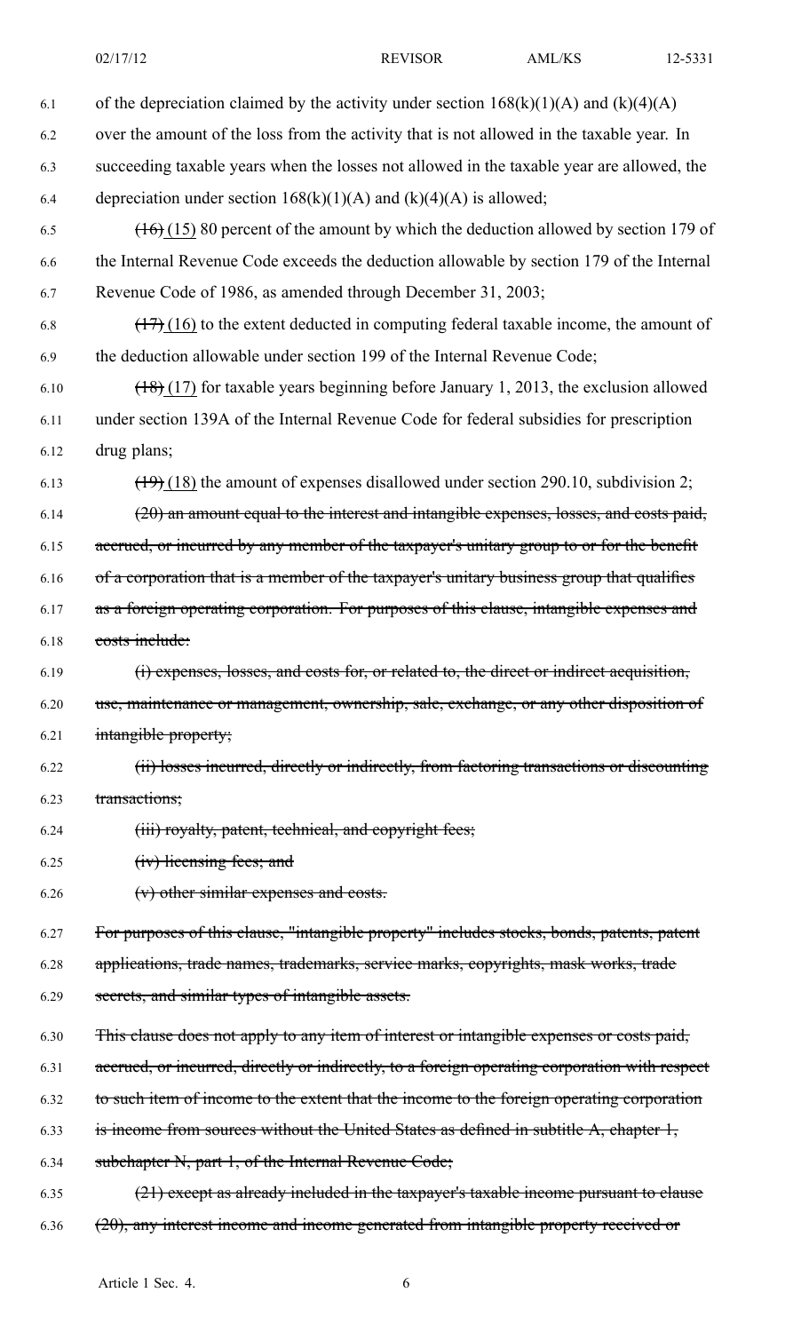of the depreciation claimed by the activity under section 168(k)(1)(A) and (k)(4)(A) over the amount of the loss from the activity that is not allowed in the taxable year. In succeeding taxable years when the losses not allowed in the taxable year are allowed, the depreciation under section 168(k)(1)(A) and (k)(4)(A) is allowed;

~~(16)~~ (15) 80 percent of the amount by which the deduction allowed by section 179 of the Internal Revenue Code exceeds the deduction allowable by section 179 of the Internal Revenue Code of 1986, as amended through December 31, 2003;

~~(17)~~ (16) to the extent deducted in computing federal taxable income, the amount of the deduction allowable under section 199 of the Internal Revenue Code;

~~(18)~~ (17) for taxable years beginning before January 1, 2013, the exclusion allowed under section 139A of the Internal Revenue Code for federal subsidies for prescription drug plans;

~~(19)~~ (18) the amount of expenses disallowed under section 290.10, subdivision 2;

~~(20) an amount equal to the interest and intangible expenses, losses, and costs paid, accrued, or incurred by any member of the taxpayer's unitary group to or for the benefit of a corporation that is a member of the taxpayer's unitary business group that qualifies as a foreign operating corporation. For purposes of this clause, intangible expenses and costs include:~~

~~(i) expenses, losses, and costs for, or related to, the direct or indirect acquisition, use, maintenance or management, ownership, sale, exchange, or any other disposition of intangible property;~~

~~(ii) losses incurred, directly or indirectly, from factoring transactions or discounting transactions;~~

~~(iii) royalty, patent, technical, and copyright fees;~~

~~(iv) licensing fees; and~~

~~(v) other similar expenses and costs.~~

~~For purposes of this clause, "intangible property" includes stocks, bonds, patents, patent applications, trade names, trademarks, service marks, copyrights, mask works, trade secrets, and similar types of intangible assets.~~

~~This clause does not apply to any item of interest or intangible expenses or costs paid, accrued, or incurred, directly or indirectly, to a foreign operating corporation with respect to such item of income to the extent that the income to the foreign operating corporation is income from sources without the United States as defined in subtitle A, chapter 1, subchapter N, part 1, of the Internal Revenue Code;~~

~~(21) except as already included in the taxpayer's taxable income pursuant to clause (20), any interest income and income generated from intangible property received or~~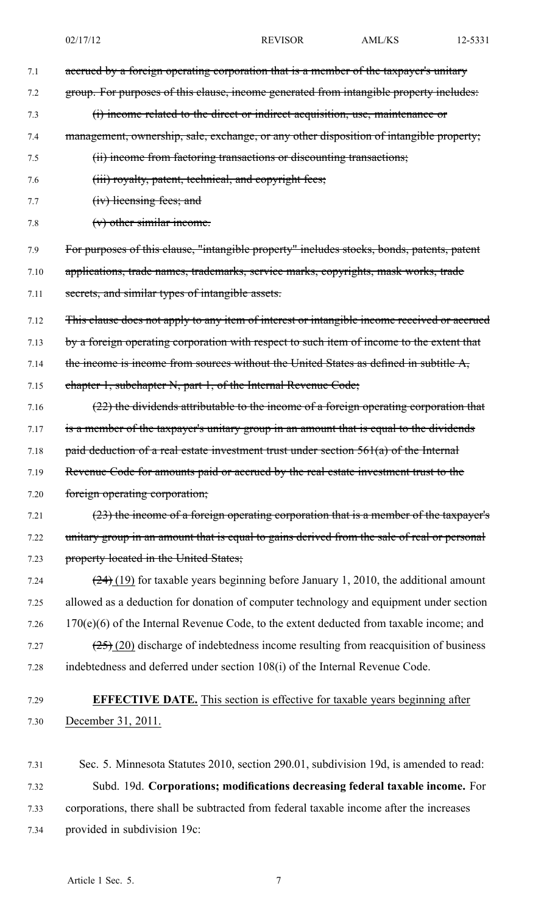~~accrued by a foreign operating corporation that is a member of the taxpayer's unitary group. For purposes of this clause, income generated from intangible property includes:~~

~~(i) income related to the direct or indirect acquisition, use, maintenance or management, ownership, sale, exchange, or any other disposition of intangible property;~~

~~(ii) income from factoring transactions or discounting transactions;~~

~~(iii) royalty, patent, technical, and copyright fees;~~

~~(iv) licensing fees; and~~

~~(v) other similar income.~~

~~For purposes of this clause, "intangible property" includes stocks, bonds, patents, patent applications, trade names, trademarks, service marks, copyrights, mask works, trade secrets, and similar types of intangible assets.~~

~~This clause does not apply to any item of interest or intangible income received or accrued by a foreign operating corporation with respect to such item of income to the extent that the income is income from sources without the United States as defined in subtitle A, chapter 1, subchapter N, part 1, of the Internal Revenue Code;~~

~~(22) the dividends attributable to the income of a foreign operating corporation that is a member of the taxpayer's unitary group in an amount that is equal to the dividends paid deduction of a real estate investment trust under section 561(a) of the Internal Revenue Code for amounts paid or accrued by the real estate investment trust to the foreign operating corporation;~~

~~(23) the income of a foreign operating corporation that is a member of the taxpayer's unitary group in an amount that is equal to gains derived from the sale of real or personal property located in the United States;~~

~~(24)~~ <u>(19)</u> for taxable years beginning before January 1, 2010, the additional amount allowed as a deduction for donation of computer technology and equipment under section 170(e)(6) of the Internal Revenue Code, to the extent deducted from taxable income; and

~~(25)~~ <u>(20)</u> discharge of indebtedness income resulting from reacquisition of business indebtedness and deferred under section 108(i) of the Internal Revenue Code.

**EFFECTIVE DATE.** <u>This section is effective for taxable years beginning after December 31, 2011.</u>

Sec. 5. Minnesota Statutes 2010, section 290.01, subdivision 19d, is amended to read:

Subd. 19d. **Corporations; modifications decreasing federal taxable income.** For corporations, there shall be subtracted from federal taxable income after the increases provided in subdivision 19c: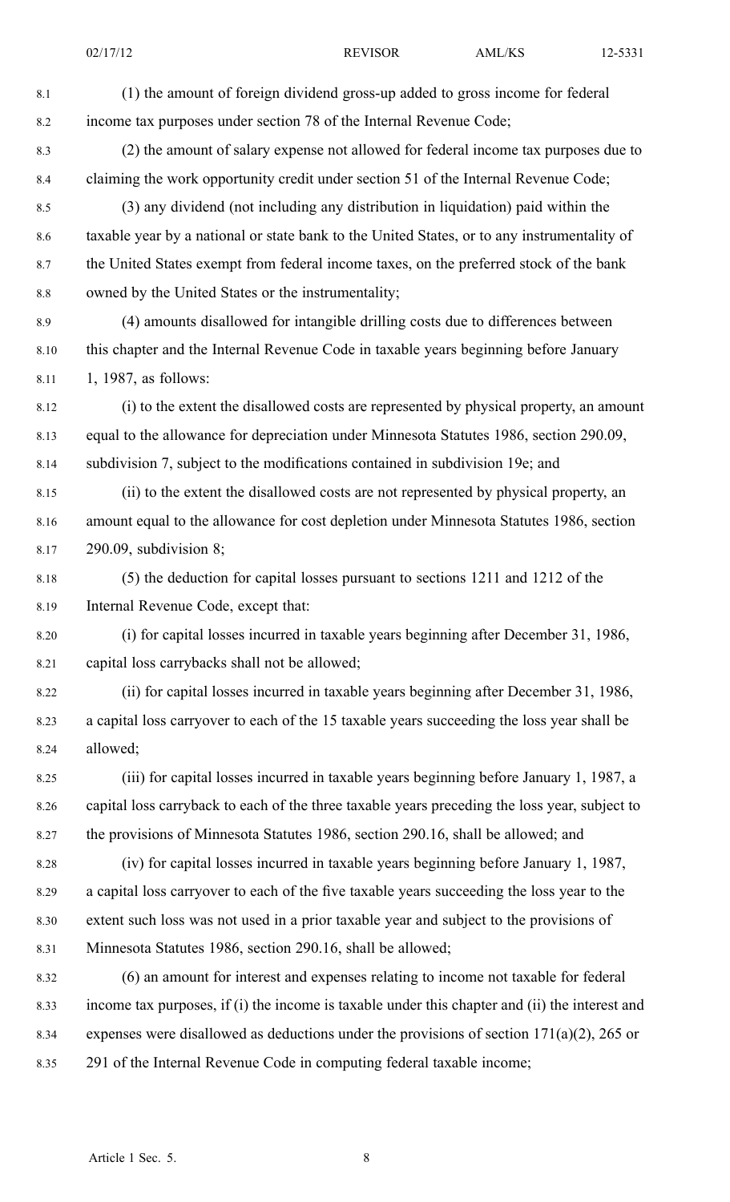(1) the amount of foreign dividend gross-up added to gross income for federal income tax purposes under section 78 of the Internal Revenue Code;

(2) the amount of salary expense not allowed for federal income tax purposes due to claiming the work opportunity credit under section 51 of the Internal Revenue Code;

(3) any dividend (not including any distribution in liquidation) paid within the taxable year by a national or state bank to the United States, or to any instrumentality of the United States exempt from federal income taxes, on the preferred stock of the bank owned by the United States or the instrumentality;

(4) amounts disallowed for intangible drilling costs due to differences between this chapter and the Internal Revenue Code in taxable years beginning before January 1, 1987, as follows:

(i) to the extent the disallowed costs are represented by physical property, an amount equal to the allowance for depreciation under Minnesota Statutes 1986, section 290.09, subdivision 7, subject to the modifications contained in subdivision 19e; and

(ii) to the extent the disallowed costs are not represented by physical property, an amount equal to the allowance for cost depletion under Minnesota Statutes 1986, section 290.09, subdivision 8;

(5) the deduction for capital losses pursuant to sections 1211 and 1212 of the Internal Revenue Code, except that:

(i) for capital losses incurred in taxable years beginning after December 31, 1986, capital loss carrybacks shall not be allowed;

(ii) for capital losses incurred in taxable years beginning after December 31, 1986, a capital loss carryover to each of the 15 taxable years succeeding the loss year shall be allowed;

(iii) for capital losses incurred in taxable years beginning before January 1, 1987, a capital loss carryback to each of the three taxable years preceding the loss year, subject to the provisions of Minnesota Statutes 1986, section 290.16, shall be allowed; and

(iv) for capital losses incurred in taxable years beginning before January 1, 1987, a capital loss carryover to each of the five taxable years succeeding the loss year to the extent such loss was not used in a prior taxable year and subject to the provisions of Minnesota Statutes 1986, section 290.16, shall be allowed;

(6) an amount for interest and expenses relating to income not taxable for federal income tax purposes, if (i) the income is taxable under this chapter and (ii) the interest and expenses were disallowed as deductions under the provisions of section 171(a)(2), 265 or 291 of the Internal Revenue Code in computing federal taxable income;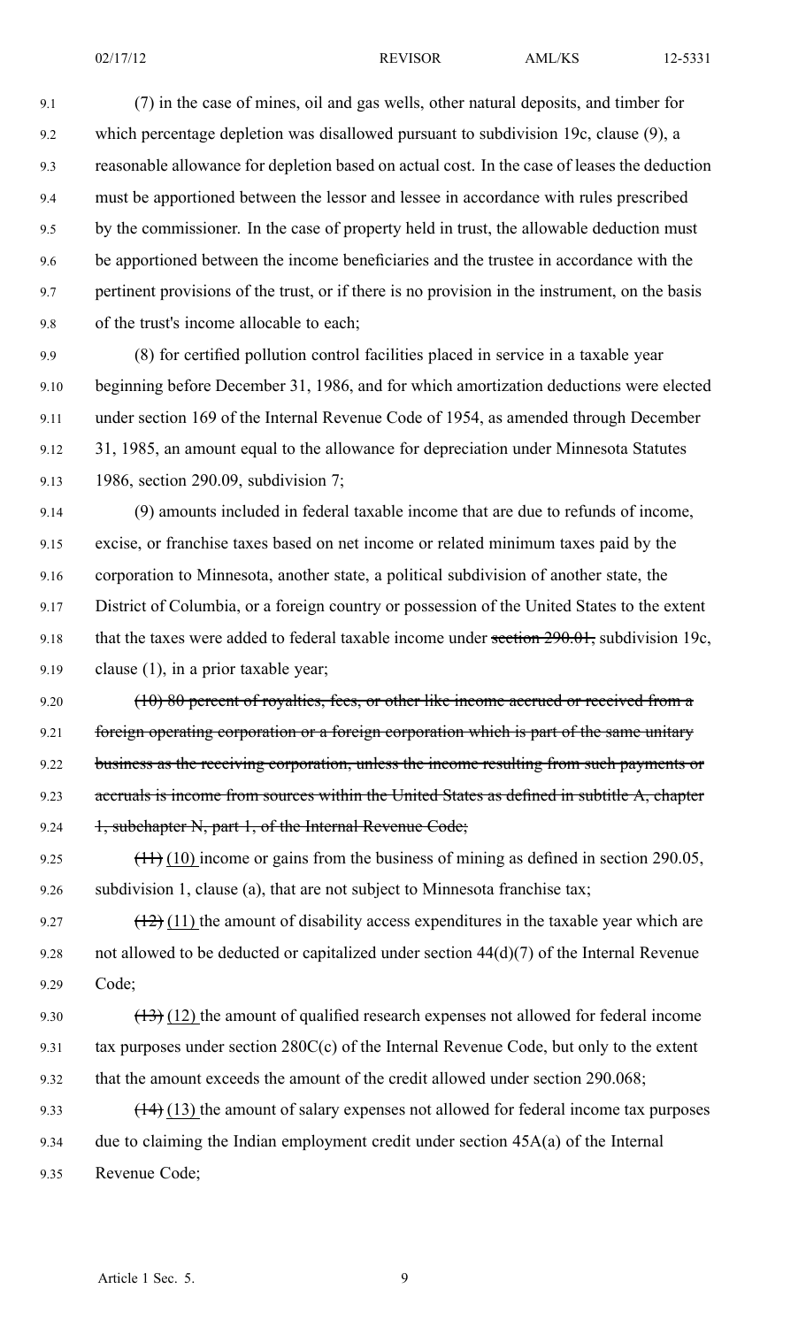(7) in the case of mines, oil and gas wells, other natural deposits, and timber for which percentage depletion was disallowed pursuant to subdivision 19c, clause (9), a reasonable allowance for depletion based on actual cost. In the case of leases the deduction must be apportioned between the lessor and lessee in accordance with rules prescribed by the commissioner. In the case of property held in trust, the allowable deduction must be apportioned between the income beneficiaries and the trustee in accordance with the pertinent provisions of the trust, or if there is no provision in the instrument, on the basis of the trust's income allocable to each;

(8) for certified pollution control facilities placed in service in a taxable year beginning before December 31, 1986, and for which amortization deductions were elected under section 169 of the Internal Revenue Code of 1954, as amended through December 31, 1985, an amount equal to the allowance for depreciation under Minnesota Statutes 1986, section 290.09, subdivision 7;

(9) amounts included in federal taxable income that are due to refunds of income, excise, or franchise taxes based on net income or related minimum taxes paid by the corporation to Minnesota, another state, a political subdivision of another state, the District of Columbia, or a foreign country or possession of the United States to the extent that the taxes were added to federal taxable income under ~~section 290.01,~~ subdivision 19c, clause (1), in a prior taxable year;

~~(10) 80 percent of royalties, fees, or other like income accrued or received from a foreign operating corporation or a foreign corporation which is part of the same unitary business as the receiving corporation, unless the income resulting from such payments or accruals is income from sources within the United States as defined in subtitle A, chapter 1, subchapter N, part 1, of the Internal Revenue Code;~~

~~(11)~~ (10) income or gains from the business of mining as defined in section 290.05, subdivision 1, clause (a), that are not subject to Minnesota franchise tax;

~~(12)~~ (11) the amount of disability access expenditures in the taxable year which are not allowed to be deducted or capitalized under section 44(d)(7) of the Internal Revenue Code;

~~(13)~~ (12) the amount of qualified research expenses not allowed for federal income tax purposes under section 280C(c) of the Internal Revenue Code, but only to the extent that the amount exceeds the amount of the credit allowed under section 290.068;

~~(14)~~ (13) the amount of salary expenses not allowed for federal income tax purposes due to claiming the Indian employment credit under section 45A(a) of the Internal Revenue Code;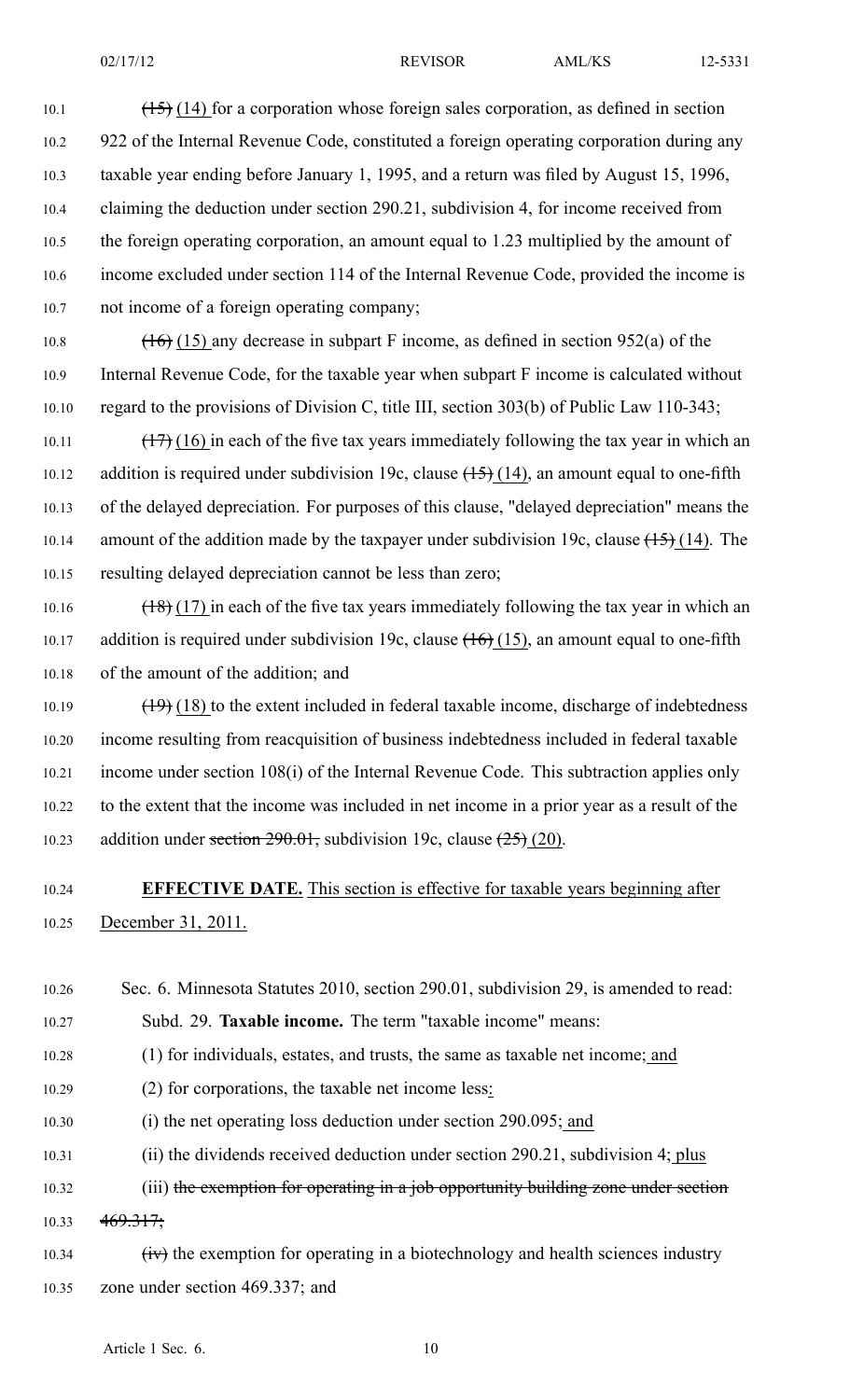~~(15)~~ (14) for a corporation whose foreign sales corporation, as defined in section 922 of the Internal Revenue Code, constituted a foreign operating corporation during any taxable year ending before January 1, 1995, and a return was filed by August 15, 1996, claiming the deduction under section 290.21, subdivision 4, for income received from the foreign operating corporation, an amount equal to 1.23 multiplied by the amount of income excluded under section 114 of the Internal Revenue Code, provided the income is not income of a foreign operating company;

~~(16)~~ (15) any decrease in subpart F income, as defined in section 952(a) of the Internal Revenue Code, for the taxable year when subpart F income is calculated without regard to the provisions of Division C, title III, section 303(b) of Public Law 110-343;

~~(17)~~ (16) in each of the five tax years immediately following the tax year in which an addition is required under subdivision 19c, clause ~~(15)~~ (14), an amount equal to one-fifth of the delayed depreciation. For purposes of this clause, "delayed depreciation" means the amount of the addition made by the taxpayer under subdivision 19c, clause ~~(15)~~ (14). The resulting delayed depreciation cannot be less than zero;

~~(18)~~ (17) in each of the five tax years immediately following the tax year in which an addition is required under subdivision 19c, clause ~~(16)~~ (15), an amount equal to one-fifth of the amount of the addition; and

~~(19)~~ (18) to the extent included in federal taxable income, discharge of indebtedness income resulting from reacquisition of business indebtedness included in federal taxable income under section 108(i) of the Internal Revenue Code. This subtraction applies only to the extent that the income was included in net income in a prior year as a result of the addition under ~~section 290.01,~~ subdivision 19c, clause ~~(25)~~ (20).

**EFFECTIVE DATE.** This section is effective for taxable years beginning after December 31, 2011.

Sec. 6. Minnesota Statutes 2010, section 290.01, subdivision 29, is amended to read:

Subd. 29. **Taxable income.** The term "taxable income" means:

(1) for individuals, estates, and trusts, the same as taxable net income; and

(2) for corporations, the taxable net income less:

(i) the net operating loss deduction under section 290.095; and

(ii) the dividends received deduction under section 290.21, subdivision 4; plus

(iii) ~~the exemption for operating in a job opportunity building zone under section 469.317;~~

~~(iv)~~ the exemption for operating in a biotechnology and health sciences industry zone under section 469.337; and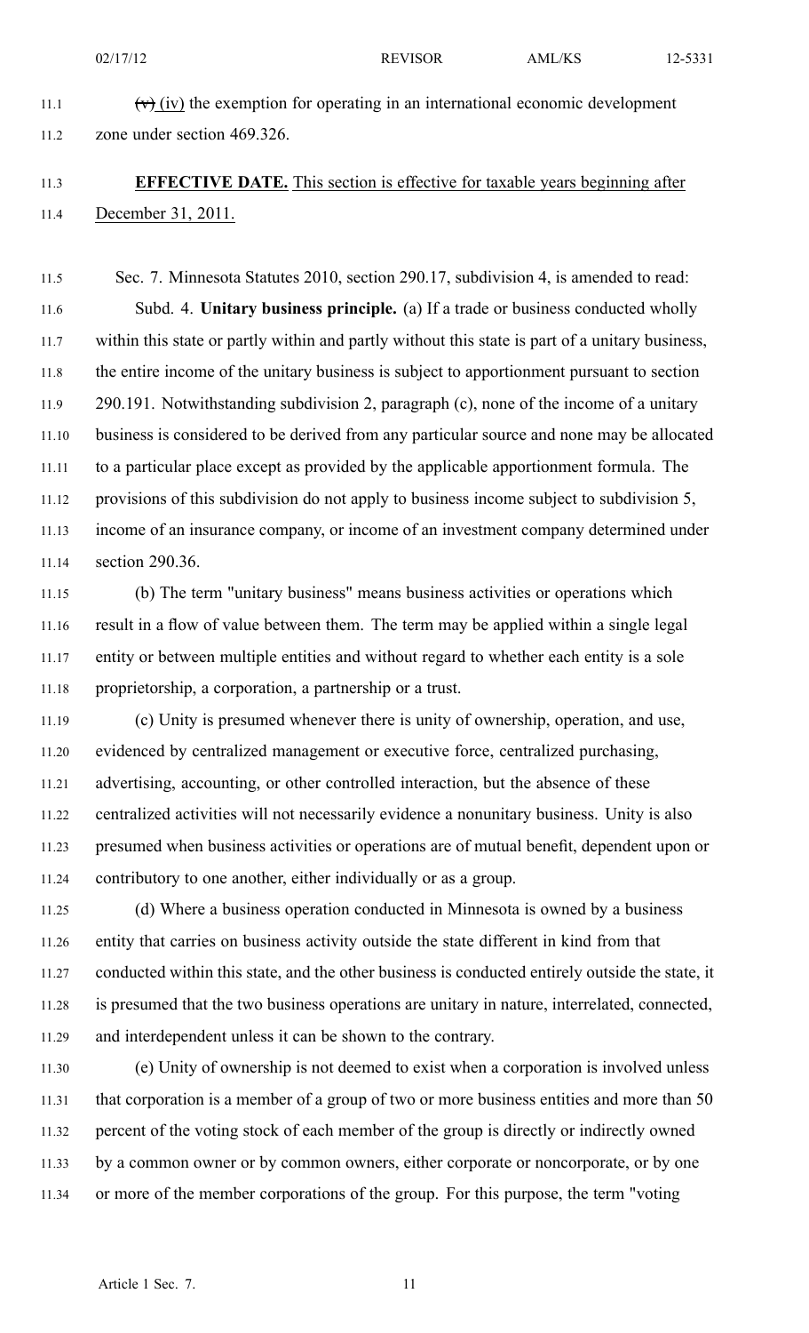~~(v)~~ (iv) the exemption for operating in an international economic development zone under section 469.326.

**EFFECTIVE DATE.** This section is effective for taxable years beginning after December 31, 2011.

Sec. 7. Minnesota Statutes 2010, section 290.17, subdivision 4, is amended to read:

Subd. 4. **Unitary business principle.** (a) If a trade or business conducted wholly within this state or partly within and partly without this state is part of a unitary business, the entire income of the unitary business is subject to apportionment pursuant to section 290.191. Notwithstanding subdivision 2, paragraph (c), none of the income of a unitary business is considered to be derived from any particular source and none may be allocated to a particular place except as provided by the applicable apportionment formula. The provisions of this subdivision do not apply to business income subject to subdivision 5, income of an insurance company, or income of an investment company determined under section 290.36.

(b) The term "unitary business" means business activities or operations which result in a flow of value between them. The term may be applied within a single legal entity or between multiple entities and without regard to whether each entity is a sole proprietorship, a corporation, a partnership or a trust.

(c) Unity is presumed whenever there is unity of ownership, operation, and use, evidenced by centralized management or executive force, centralized purchasing, advertising, accounting, or other controlled interaction, but the absence of these centralized activities will not necessarily evidence a nonunitary business. Unity is also presumed when business activities or operations are of mutual benefit, dependent upon or contributory to one another, either individually or as a group.

(d) Where a business operation conducted in Minnesota is owned by a business entity that carries on business activity outside the state different in kind from that conducted within this state, and the other business is conducted entirely outside the state, it is presumed that the two business operations are unitary in nature, interrelated, connected, and interdependent unless it can be shown to the contrary.

(e) Unity of ownership is not deemed to exist when a corporation is involved unless that corporation is a member of a group of two or more business entities and more than 50 percent of the voting stock of each member of the group is directly or indirectly owned by a common owner or by common owners, either corporate or noncorporate, or by one or more of the member corporations of the group. For this purpose, the term "voting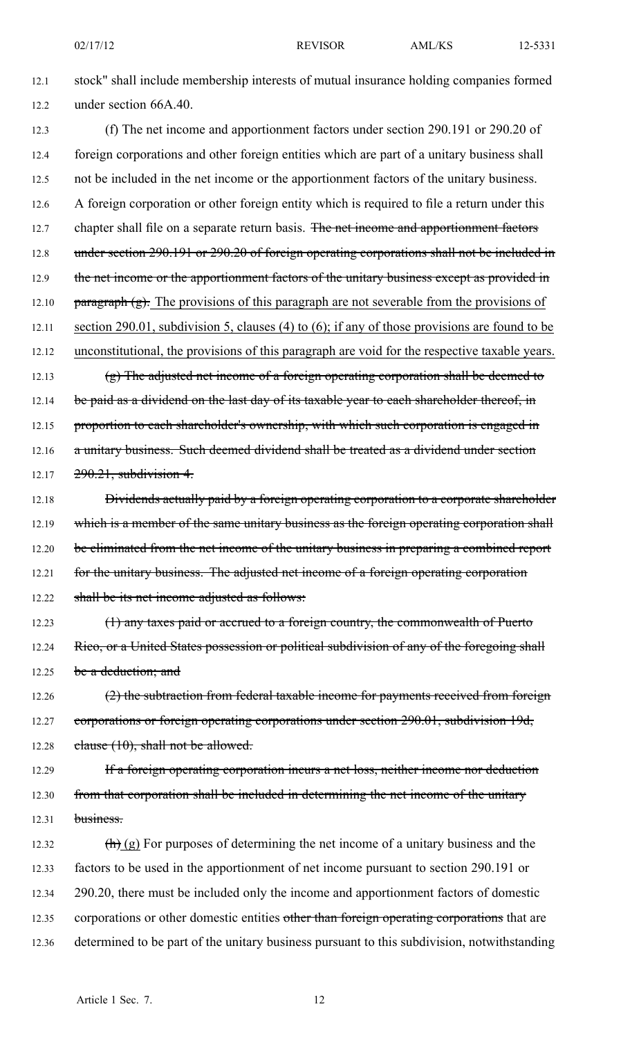stock" shall include membership interests of mutual insurance holding companies formed under section 66A.40.

(f) The net income and apportionment factors under section 290.191 or 290.20 of foreign corporations and other foreign entities which are part of a unitary business shall not be included in the net income or the apportionment factors of the unitary business. A foreign corporation or other foreign entity which is required to file a return under this chapter shall file on a separate return basis. ~~The net income and apportionment factors under section 290.191 or 290.20 of foreign operating corporations shall not be included in the net income or the apportionment factors of the unitary business except as provided in paragraph (g).~~ The provisions of this paragraph are not severable from the provisions of section 290.01, subdivision 5, clauses (4) to (6); if any of those provisions are found to be unconstitutional, the provisions of this paragraph are void for the respective taxable years.

~~(g) The adjusted net income of a foreign operating corporation shall be deemed to be paid as a dividend on the last day of its taxable year to each shareholder thereof, in proportion to each shareholder's ownership, with which such corporation is engaged in a unitary business. Such deemed dividend shall be treated as a dividend under section 290.21, subdivision 4.~~

~~Dividends actually paid by a foreign operating corporation to a corporate shareholder which is a member of the same unitary business as the foreign operating corporation shall be eliminated from the net income of the unitary business in preparing a combined report for the unitary business. The adjusted net income of a foreign operating corporation shall be its net income adjusted as follows:~~

~~(1) any taxes paid or accrued to a foreign country, the commonwealth of Puerto Rico, or a United States possession or political subdivision of any of the foregoing shall be a deduction; and~~

~~(2) the subtraction from federal taxable income for payments received from foreign corporations or foreign operating corporations under section 290.01, subdivision 19d, clause (10), shall not be allowed.~~

~~If a foreign operating corporation incurs a net loss, neither income nor deduction from that corporation shall be included in determining the net income of the unitary business.~~

~~(h)~~ (g) For purposes of determining the net income of a unitary business and the factors to be used in the apportionment of net income pursuant to section 290.191 or 290.20, there must be included only the income and apportionment factors of domestic corporations or other domestic entities ~~other than foreign operating corporations~~ that are determined to be part of the unitary business pursuant to this subdivision, notwithstanding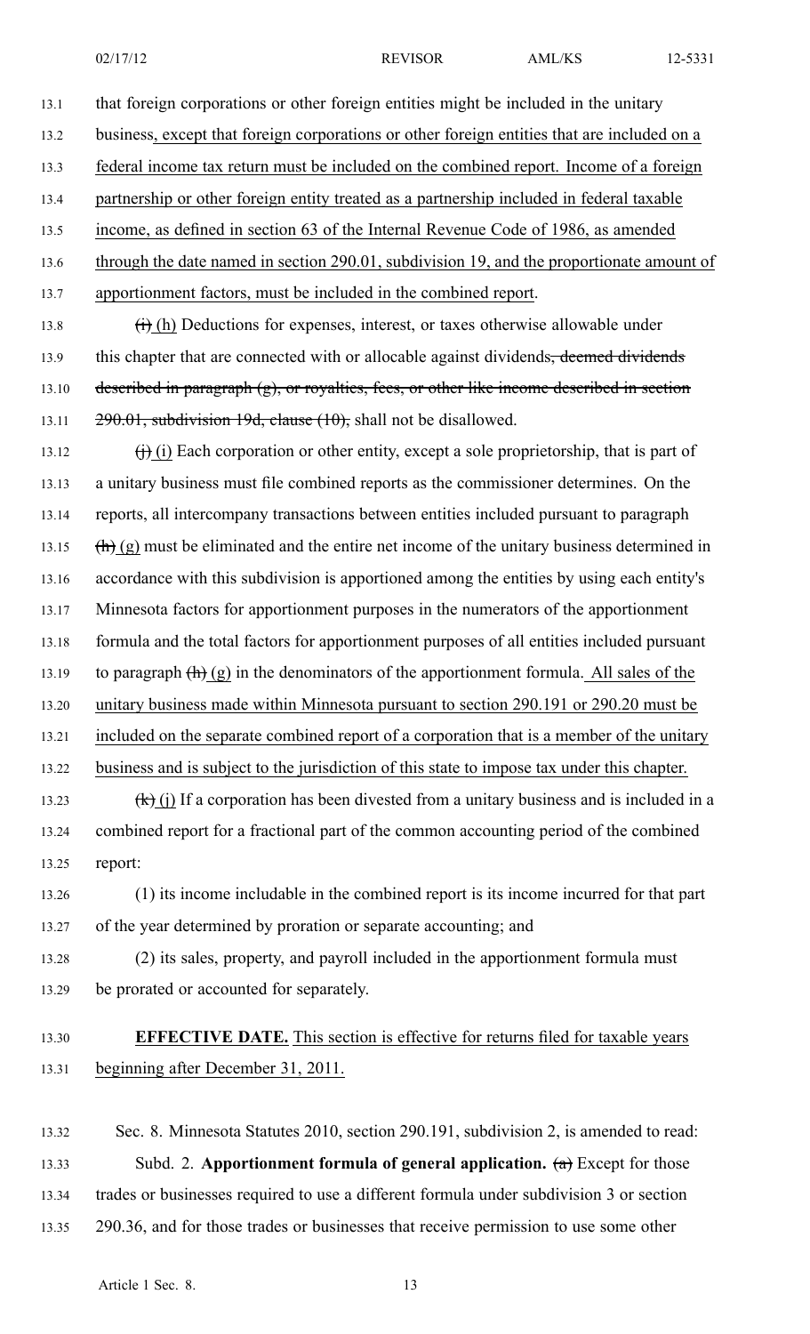that foreign corporations or other foreign entities might be included in the unitary business, except that foreign corporations or other foreign entities that are included on a federal income tax return must be included on the combined report. Income of a foreign partnership or other foreign entity treated as a partnership included in federal taxable income, as defined in section 63 of the Internal Revenue Code of 1986, as amended through the date named in section 290.01, subdivision 19, and the proportionate amount of apportionment factors, must be included in the combined report.

~~(i)~~ (h) Deductions for expenses, interest, or taxes otherwise allowable under this chapter that are connected with or allocable against dividends~~, deemed dividends described in paragraph (g), or royalties, fees, or other like income described in section 290.01, subdivision 19d, clause (10),~~ shall not be disallowed.

~~(j)~~ (i) Each corporation or other entity, except a sole proprietorship, that is part of a unitary business must file combined reports as the commissioner determines. On the reports, all intercompany transactions between entities included pursuant to paragraph ~~(h)~~ (g) must be eliminated and the entire net income of the unitary business determined in accordance with this subdivision is apportioned among the entities by using each entity's Minnesota factors for apportionment purposes in the numerators of the apportionment formula and the total factors for apportionment purposes of all entities included pursuant to paragraph ~~(h)~~ (g) in the denominators of the apportionment formula. All sales of the unitary business made within Minnesota pursuant to section 290.191 or 290.20 must be included on the separate combined report of a corporation that is a member of the unitary business and is subject to the jurisdiction of this state to impose tax under this chapter.

~~(k)~~ (j) If a corporation has been divested from a unitary business and is included in a combined report for a fractional part of the common accounting period of the combined report:

(1) its income includable in the combined report is its income incurred for that part of the year determined by proration or separate accounting; and

(2) its sales, property, and payroll included in the apportionment formula must be prorated or accounted for separately.

**EFFECTIVE DATE.** This section is effective for returns filed for taxable years beginning after December 31, 2011.

Sec. 8. Minnesota Statutes 2010, section 290.191, subdivision 2, is amended to read:

Subd. 2. **Apportionment formula of general application.** ~~(a)~~ Except for those trades or businesses required to use a different formula under subdivision 3 or section 290.36, and for those trades or businesses that receive permission to use some other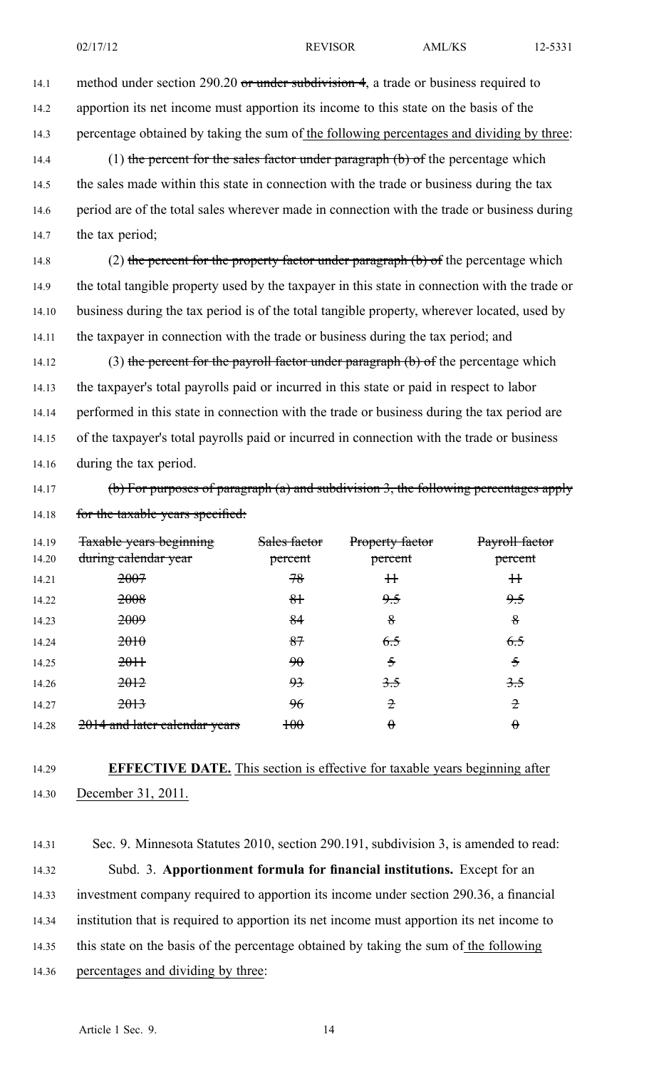method under section 290.20 ~~or under subdivision 4~~, a trade or business required to apportion its net income must apportion its income to this state on the basis of the percentage obtained by taking the sum of the following percentages and dividing by three:

(1) ~~the percent for the sales factor under paragraph (b) of~~ the percentage which the sales made within this state in connection with the trade or business during the tax period are of the total sales wherever made in connection with the trade or business during the tax period;

(2) ~~the percent for the property factor under paragraph (b) of~~ the percentage which the total tangible property used by the taxpayer in this state in connection with the trade or business during the tax period is of the total tangible property, wherever located, used by the taxpayer in connection with the trade or business during the tax period; and

(3) ~~the percent for the payroll factor under paragraph (b) of~~ the percentage which the taxpayer's total payrolls paid or incurred in this state or paid in respect to labor performed in this state in connection with the trade or business during the tax period are of the taxpayer's total payrolls paid or incurred in connection with the trade or business during the tax period.

~~(b) For purposes of paragraph (a) and subdivision 3, the following percentages apply for the taxable years specified:~~

| ~~Taxable years beginning during calendar year~~ | ~~Sales factor percent~~ | ~~Property factor percent~~ | ~~Payroll factor percent~~ |
|---|---|---|---|
| ~~2007~~ | ~~78~~ | ~~11~~ | ~~11~~ |
| ~~2008~~ | ~~81~~ | ~~9.5~~ | ~~9.5~~ |
| ~~2009~~ | ~~84~~ | ~~8~~ | ~~8~~ |
| ~~2010~~ | ~~87~~ | ~~6.5~~ | ~~6.5~~ |
| ~~2011~~ | ~~90~~ | ~~5~~ | ~~5~~ |
| ~~2012~~ | ~~93~~ | ~~3.5~~ | ~~3.5~~ |
| ~~2013~~ | ~~96~~ | ~~2~~ | ~~2~~ |
| ~~2014 and later calendar years~~ | ~~100~~ | ~~0~~ | ~~0~~ |

**EFFECTIVE DATE.** This section is effective for taxable years beginning after December 31, 2011.

Sec. 9. Minnesota Statutes 2010, section 290.191, subdivision 3, is amended to read:

Subd. 3. **Apportionment formula for financial institutions.** Except for an investment company required to apportion its income under section 290.36, a financial institution that is required to apportion its net income must apportion its net income to this state on the basis of the percentage obtained by taking the sum of the following percentages and dividing by three: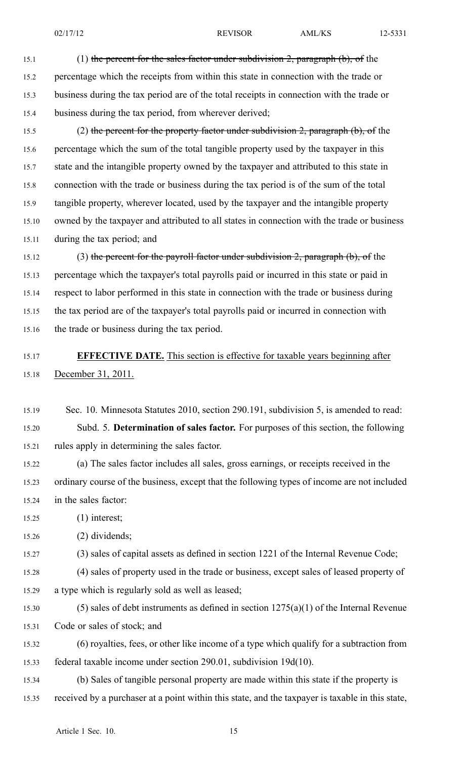(1) ~~the percent for the sales factor under subdivision 2, paragraph (b), of~~ the percentage which the receipts from within this state in connection with the trade or business during the tax period are of the total receipts in connection with the trade or business during the tax period, from wherever derived;

(2) ~~the percent for the property factor under subdivision 2, paragraph (b), of~~ the percentage which the sum of the total tangible property used by the taxpayer in this state and the intangible property owned by the taxpayer and attributed to this state in connection with the trade or business during the tax period is of the sum of the total tangible property, wherever located, used by the taxpayer and the intangible property owned by the taxpayer and attributed to all states in connection with the trade or business during the tax period; and

(3) ~~the percent for the payroll factor under subdivision 2, paragraph (b), of~~ the percentage which the taxpayer's total payrolls paid or incurred in this state or paid in respect to labor performed in this state in connection with the trade or business during the tax period are of the taxpayer's total payrolls paid or incurred in connection with the trade or business during the tax period.

**EFFECTIVE DATE.** This section is effective for taxable years beginning after December 31, 2011.

Sec. 10. Minnesota Statutes 2010, section 290.191, subdivision 5, is amended to read:

Subd. 5. **Determination of sales factor.** For purposes of this section, the following rules apply in determining the sales factor.

(a) The sales factor includes all sales, gross earnings, or receipts received in the ordinary course of the business, except that the following types of income are not included in the sales factor:

(1) interest;

(2) dividends;

(3) sales of capital assets as defined in section 1221 of the Internal Revenue Code;

(4) sales of property used in the trade or business, except sales of leased property of a type which is regularly sold as well as leased;

(5) sales of debt instruments as defined in section 1275(a)(1) of the Internal Revenue Code or sales of stock; and

(6) royalties, fees, or other like income of a type which qualify for a subtraction from federal taxable income under section 290.01, subdivision 19d(10).

(b) Sales of tangible personal property are made within this state if the property is received by a purchaser at a point within this state, and the taxpayer is taxable in this state,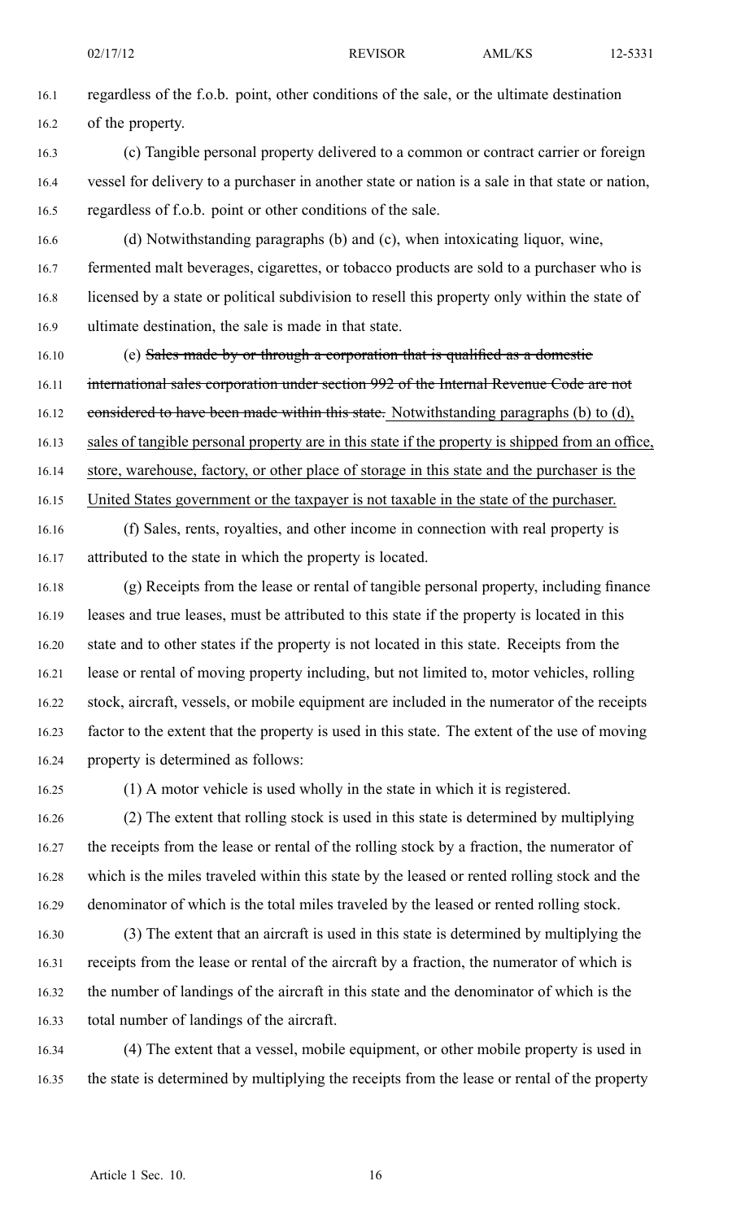regardless of the f.o.b. point, other conditions of the sale, or the ultimate destination of the property.

(c) Tangible personal property delivered to a common or contract carrier or foreign vessel for delivery to a purchaser in another state or nation is a sale in that state or nation, regardless of f.o.b. point or other conditions of the sale.

(d) Notwithstanding paragraphs (b) and (c), when intoxicating liquor, wine, fermented malt beverages, cigarettes, or tobacco products are sold to a purchaser who is licensed by a state or political subdivision to resell this property only within the state of ultimate destination, the sale is made in that state.

(e) ~~Sales made by or through a corporation that is qualified as a domestic international sales corporation under section 992 of the Internal Revenue Code are not considered to have been made within this state.~~ <u>Notwithstanding paragraphs (b) to (d), sales of tangible personal property are in this state if the property is shipped from an office, store, warehouse, factory, or other place of storage in this state and the purchaser is the United States government or the taxpayer is not taxable in the state of the purchaser.</u>

(f) Sales, rents, royalties, and other income in connection with real property is attributed to the state in which the property is located.

(g) Receipts from the lease or rental of tangible personal property, including finance leases and true leases, must be attributed to this state if the property is located in this state and to other states if the property is not located in this state. Receipts from the lease or rental of moving property including, but not limited to, motor vehicles, rolling stock, aircraft, vessels, or mobile equipment are included in the numerator of the receipts factor to the extent that the property is used in this state. The extent of the use of moving property is determined as follows:

(1) A motor vehicle is used wholly in the state in which it is registered.

(2) The extent that rolling stock is used in this state is determined by multiplying the receipts from the lease or rental of the rolling stock by a fraction, the numerator of which is the miles traveled within this state by the leased or rented rolling stock and the denominator of which is the total miles traveled by the leased or rented rolling stock.

(3) The extent that an aircraft is used in this state is determined by multiplying the receipts from the lease or rental of the aircraft by a fraction, the numerator of which is the number of landings of the aircraft in this state and the denominator of which is the total number of landings of the aircraft.

(4) The extent that a vessel, mobile equipment, or other mobile property is used in the state is determined by multiplying the receipts from the lease or rental of the property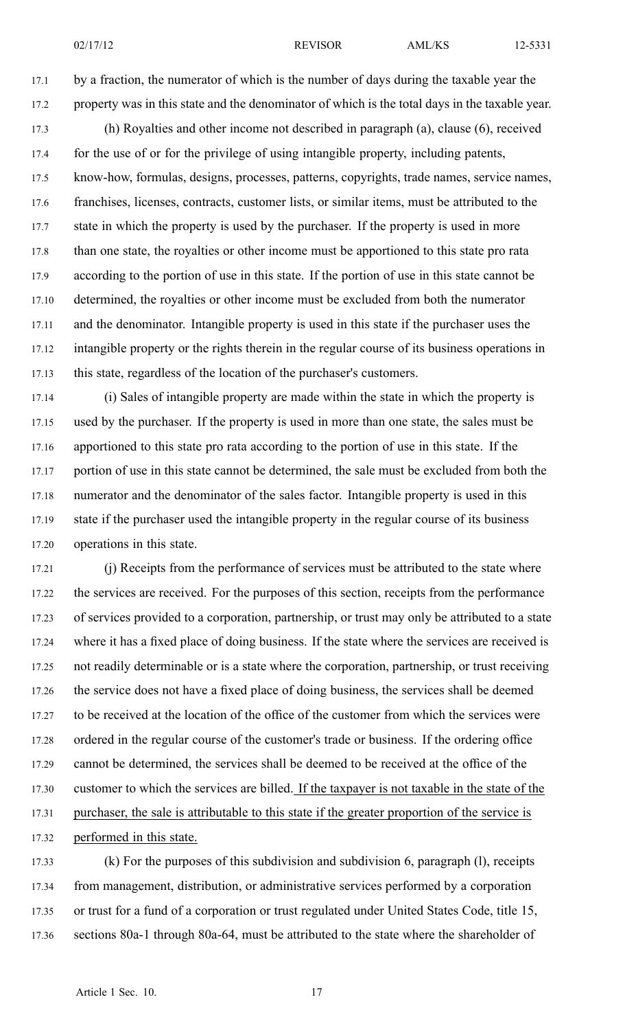by a fraction, the numerator of which is the number of days during the taxable year the property was in this state and the denominator of which is the total days in the taxable year.

(h) Royalties and other income not described in paragraph (a), clause (6), received for the use of or for the privilege of using intangible property, including patents, know-how, formulas, designs, processes, patterns, copyrights, trade names, service names, franchises, licenses, contracts, customer lists, or similar items, must be attributed to the state in which the property is used by the purchaser. If the property is used in more than one state, the royalties or other income must be apportioned to this state pro rata according to the portion of use in this state. If the portion of use in this state cannot be determined, the royalties or other income must be excluded from both the numerator and the denominator. Intangible property is used in this state if the purchaser uses the intangible property or the rights therein in the regular course of its business operations in this state, regardless of the location of the purchaser's customers.

(i) Sales of intangible property are made within the state in which the property is used by the purchaser. If the property is used in more than one state, the sales must be apportioned to this state pro rata according to the portion of use in this state. If the portion of use in this state cannot be determined, the sale must be excluded from both the numerator and the denominator of the sales factor. Intangible property is used in this state if the purchaser used the intangible property in the regular course of its business operations in this state.

(j) Receipts from the performance of services must be attributed to the state where the services are received. For the purposes of this section, receipts from the performance of services provided to a corporation, partnership, or trust may only be attributed to a state where it has a fixed place of doing business. If the state where the services are received is not readily determinable or is a state where the corporation, partnership, or trust receiving the service does not have a fixed place of doing business, the services shall be deemed to be received at the location of the office of the customer from which the services were ordered in the regular course of the customer's trade or business. If the ordering office cannot be determined, the services shall be deemed to be received at the office of the customer to which the services are billed. <u>If the taxpayer is not taxable in the state of the purchaser, the sale is attributable to this state if the greater proportion of the service is performed in this state.</u>

(k) For the purposes of this subdivision and subdivision 6, paragraph (l), receipts from management, distribution, or administrative services performed by a corporation or trust for a fund of a corporation or trust regulated under United States Code, title 15, sections 80a-1 through 80a-64, must be attributed to the state where the shareholder of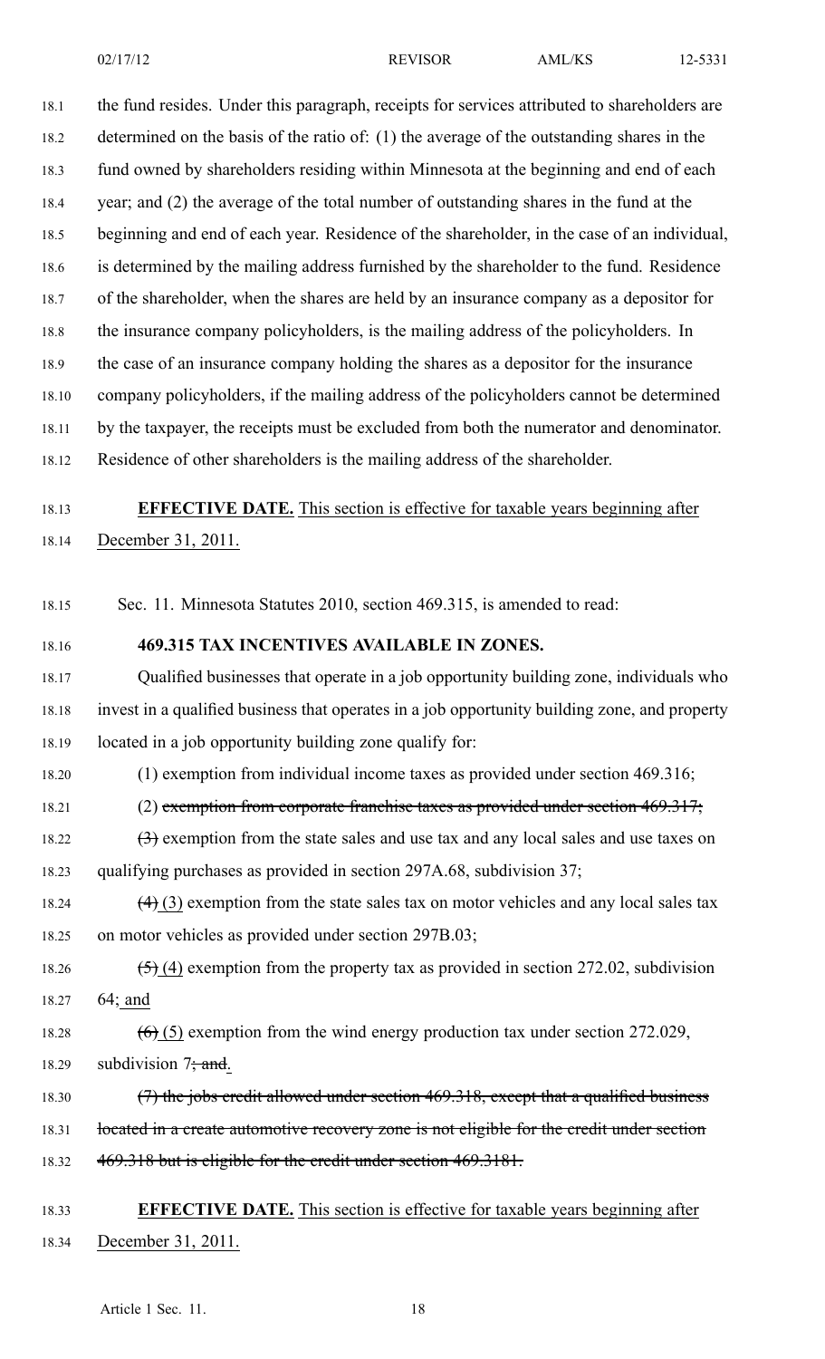the fund resides. Under this paragraph, receipts for services attributed to shareholders are determined on the basis of the ratio of: (1) the average of the outstanding shares in the fund owned by shareholders residing within Minnesota at the beginning and end of each year; and (2) the average of the total number of outstanding shares in the fund at the beginning and end of each year. Residence of the shareholder, in the case of an individual, is determined by the mailing address furnished by the shareholder to the fund. Residence of the shareholder, when the shares are held by an insurance company as a depositor for the insurance company policyholders, is the mailing address of the policyholders. In the case of an insurance company holding the shares as a depositor for the insurance company policyholders, if the mailing address of the policyholders cannot be determined by the taxpayer, the receipts must be excluded from both the numerator and denominator. Residence of other shareholders is the mailing address of the shareholder.

**EFFECTIVE DATE.** This section is effective for taxable years beginning after December 31, 2011.

Sec. 11. Minnesota Statutes 2010, section 469.315, is amended to read:

**469.315 TAX INCENTIVES AVAILABLE IN ZONES.**

Qualified businesses that operate in a job opportunity building zone, individuals who invest in a qualified business that operates in a job opportunity building zone, and property located in a job opportunity building zone qualify for:

(1) exemption from individual income taxes as provided under section 469.316;

(2) ~~exemption from corporate franchise taxes as provided under section 469.317;~~

~~(3)~~ exemption from the state sales and use tax and any local sales and use taxes on qualifying purchases as provided in section 297A.68, subdivision 37;

~~(4)~~ (3) exemption from the state sales tax on motor vehicles and any local sales tax on motor vehicles as provided under section 297B.03;

~~(5)~~ (4) exemption from the property tax as provided in section 272.02, subdivision 64; and

~~(6)~~ (5) exemption from the wind energy production tax under section 272.029, subdivision 7~~; and~~.

~~(7) the jobs credit allowed under section 469.318, except that a qualified business located in a create automotive recovery zone is not eligible for the credit under section 469.318 but is eligible for the credit under section 469.3181.~~

**EFFECTIVE DATE.** This section is effective for taxable years beginning after December 31, 2011.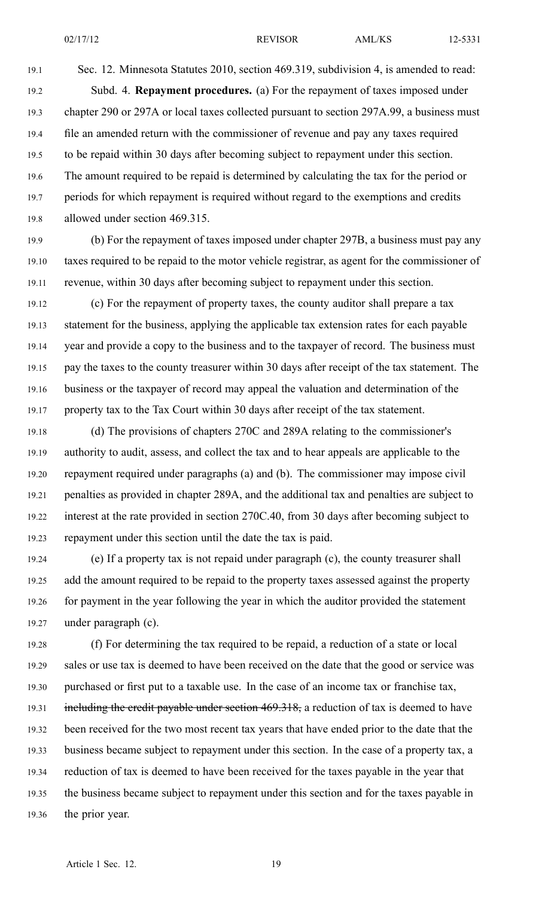Sec. 12. Minnesota Statutes 2010, section 469.319, subdivision 4, is amended to read:

Subd. 4. **Repayment procedures.** (a) For the repayment of taxes imposed under chapter 290 or 297A or local taxes collected pursuant to section 297A.99, a business must file an amended return with the commissioner of revenue and pay any taxes required to be repaid within 30 days after becoming subject to repayment under this section. The amount required to be repaid is determined by calculating the tax for the period or periods for which repayment is required without regard to the exemptions and credits allowed under section 469.315.

(b) For the repayment of taxes imposed under chapter 297B, a business must pay any taxes required to be repaid to the motor vehicle registrar, as agent for the commissioner of revenue, within 30 days after becoming subject to repayment under this section.

(c) For the repayment of property taxes, the county auditor shall prepare a tax statement for the business, applying the applicable tax extension rates for each payable year and provide a copy to the business and to the taxpayer of record. The business must pay the taxes to the county treasurer within 30 days after receipt of the tax statement. The business or the taxpayer of record may appeal the valuation and determination of the property tax to the Tax Court within 30 days after receipt of the tax statement.

(d) The provisions of chapters 270C and 289A relating to the commissioner's authority to audit, assess, and collect the tax and to hear appeals are applicable to the repayment required under paragraphs (a) and (b). The commissioner may impose civil penalties as provided in chapter 289A, and the additional tax and penalties are subject to interest at the rate provided in section 270C.40, from 30 days after becoming subject to repayment under this section until the date the tax is paid.

(e) If a property tax is not repaid under paragraph (c), the county treasurer shall add the amount required to be repaid to the property taxes assessed against the property for payment in the year following the year in which the auditor provided the statement under paragraph (c).

(f) For determining the tax required to be repaid, a reduction of a state or local sales or use tax is deemed to have been received on the date that the good or service was purchased or first put to a taxable use. In the case of an income tax or franchise tax, ~~including the credit payable under section 469.318,~~ a reduction of tax is deemed to have been received for the two most recent tax years that have ended prior to the date that the business became subject to repayment under this section. In the case of a property tax, a reduction of tax is deemed to have been received for the taxes payable in the year that the business became subject to repayment under this section and for the taxes payable in the prior year.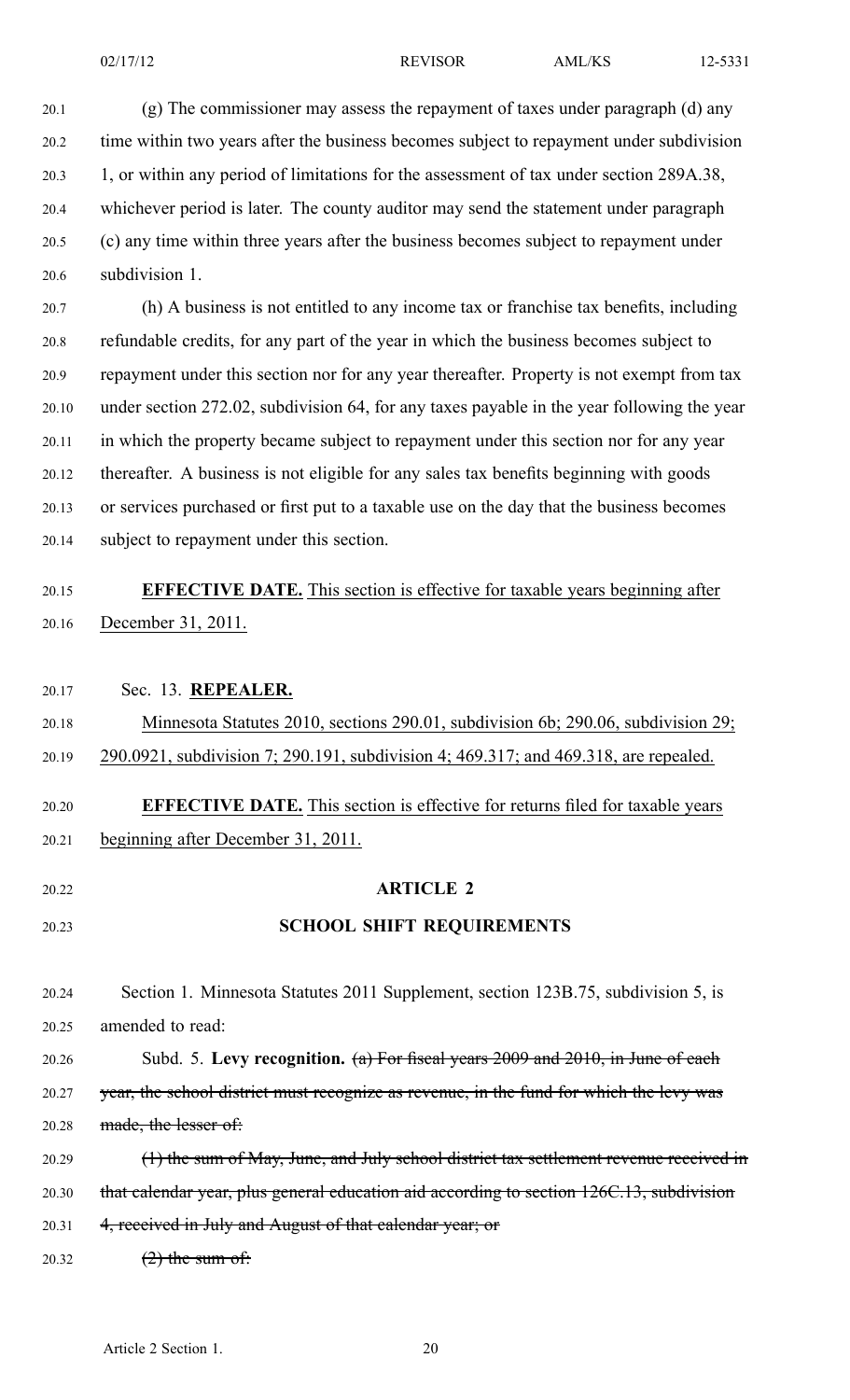(g) The commissioner may assess the repayment of taxes under paragraph (d) any time within two years after the business becomes subject to repayment under subdivision 1, or within any period of limitations for the assessment of tax under section 289A.38, whichever period is later. The county auditor may send the statement under paragraph (c) any time within three years after the business becomes subject to repayment under subdivision 1.

(h) A business is not entitled to any income tax or franchise tax benefits, including refundable credits, for any part of the year in which the business becomes subject to repayment under this section nor for any year thereafter. Property is not exempt from tax under section 272.02, subdivision 64, for any taxes payable in the year following the year in which the property became subject to repayment under this section nor for any year thereafter. A business is not eligible for any sales tax benefits beginning with goods or services purchased or first put to a taxable use on the day that the business becomes subject to repayment under this section.

**EFFECTIVE DATE.** This section is effective for taxable years beginning after December 31, 2011.

Sec. 13. **REPEALER.**

Minnesota Statutes 2010, sections 290.01, subdivision 6b; 290.06, subdivision 29; 290.0921, subdivision 7; 290.191, subdivision 4; 469.317; and 469.318, are repealed.

**EFFECTIVE DATE.** This section is effective for returns filed for taxable years beginning after December 31, 2011.

## ARTICLE 2

## SCHOOL SHIFT REQUIREMENTS

Section 1. Minnesota Statutes 2011 Supplement, section 123B.75, subdivision 5, is amended to read:

Subd. 5. **Levy recognition.** ~~(a) For fiscal years 2009 and 2010, in June of each year, the school district must recognize as revenue, in the fund for which the levy was made, the lesser of:~~

~~(1) the sum of May, June, and July school district tax settlement revenue received in that calendar year, plus general education aid according to section 126C.13, subdivision 4, received in July and August of that calendar year; or~~

~~(2) the sum of:~~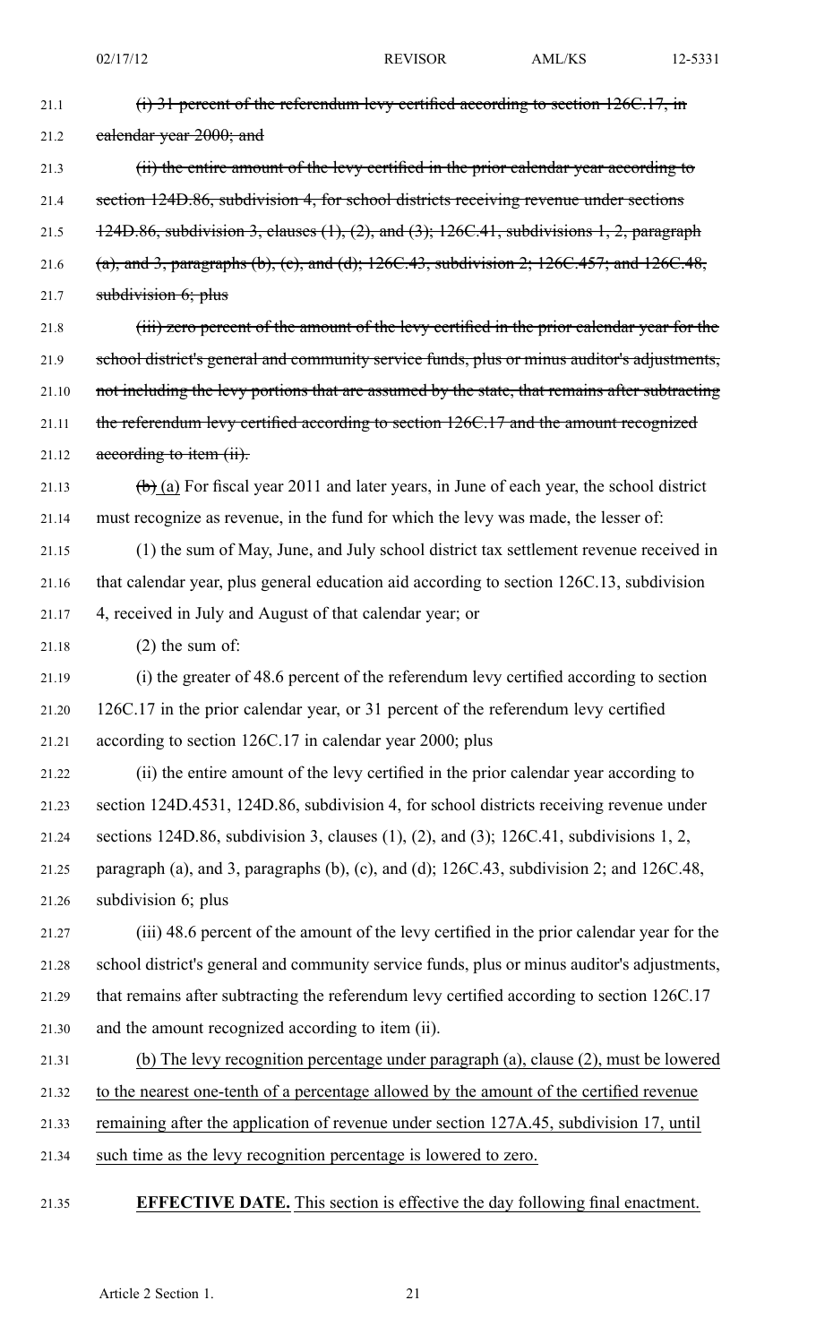~~(i) 31 percent of the referendum levy certified according to section 126C.17, in calendar year 2000; and~~

~~(ii) the entire amount of the levy certified in the prior calendar year according to section 124D.86, subdivision 4, for school districts receiving revenue under sections 124D.86, subdivision 3, clauses (1), (2), and (3); 126C.41, subdivisions 1, 2, paragraph (a), and 3, paragraphs (b), (c), and (d); 126C.43, subdivision 2; 126C.457; and 126C.48, subdivision 6; plus~~

~~(iii) zero percent of the amount of the levy certified in the prior calendar year for the school district's general and community service funds, plus or minus auditor's adjustments, not including the levy portions that are assumed by the state, that remains after subtracting the referendum levy certified according to section 126C.17 and the amount recognized according to item (ii).~~

~~(b)~~ (a) For fiscal year 2011 and later years, in June of each year, the school district must recognize as revenue, in the fund for which the levy was made, the lesser of:

(1) the sum of May, June, and July school district tax settlement revenue received in that calendar year, plus general education aid according to section 126C.13, subdivision 4, received in July and August of that calendar year; or

(2) the sum of:

(i) the greater of 48.6 percent of the referendum levy certified according to section 126C.17 in the prior calendar year, or 31 percent of the referendum levy certified according to section 126C.17 in calendar year 2000; plus

(ii) the entire amount of the levy certified in the prior calendar year according to section 124D.4531, 124D.86, subdivision 4, for school districts receiving revenue under sections 124D.86, subdivision 3, clauses (1), (2), and (3); 126C.41, subdivisions 1, 2, paragraph (a), and 3, paragraphs (b), (c), and (d); 126C.43, subdivision 2; and 126C.48, subdivision 6; plus

(iii) 48.6 percent of the amount of the levy certified in the prior calendar year for the school district's general and community service funds, plus or minus auditor's adjustments, that remains after subtracting the referendum levy certified according to section 126C.17 and the amount recognized according to item (ii).

<u>(b) The levy recognition percentage under paragraph (a), clause (2), must be lowered to the nearest one-tenth of a percentage allowed by the amount of the certified revenue remaining after the application of revenue under section 127A.45, subdivision 17, until such time as the levy recognition percentage is lowered to zero.</u>

**EFFECTIVE DATE.** <u>This section is effective the day following final enactment.</u>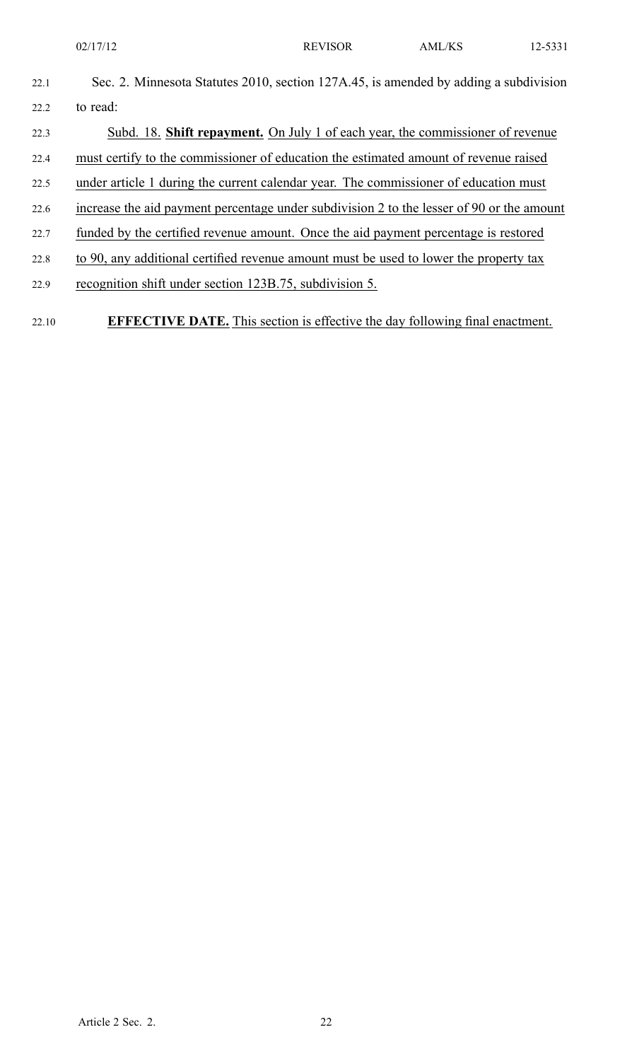Sec. 2. Minnesota Statutes 2010, section 127A.45, is amended by adding a subdivision to read:

Subd. 18. **Shift repayment.** On July 1 of each year, the commissioner of revenue must certify to the commissioner of education the estimated amount of revenue raised under article 1 during the current calendar year. The commissioner of education must increase the aid payment percentage under subdivision 2 to the lesser of 90 or the amount funded by the certified revenue amount. Once the aid payment percentage is restored to 90, any additional certified revenue amount must be used to lower the property tax recognition shift under section 123B.75, subdivision 5.

**EFFECTIVE DATE.** This section is effective the day following final enactment.